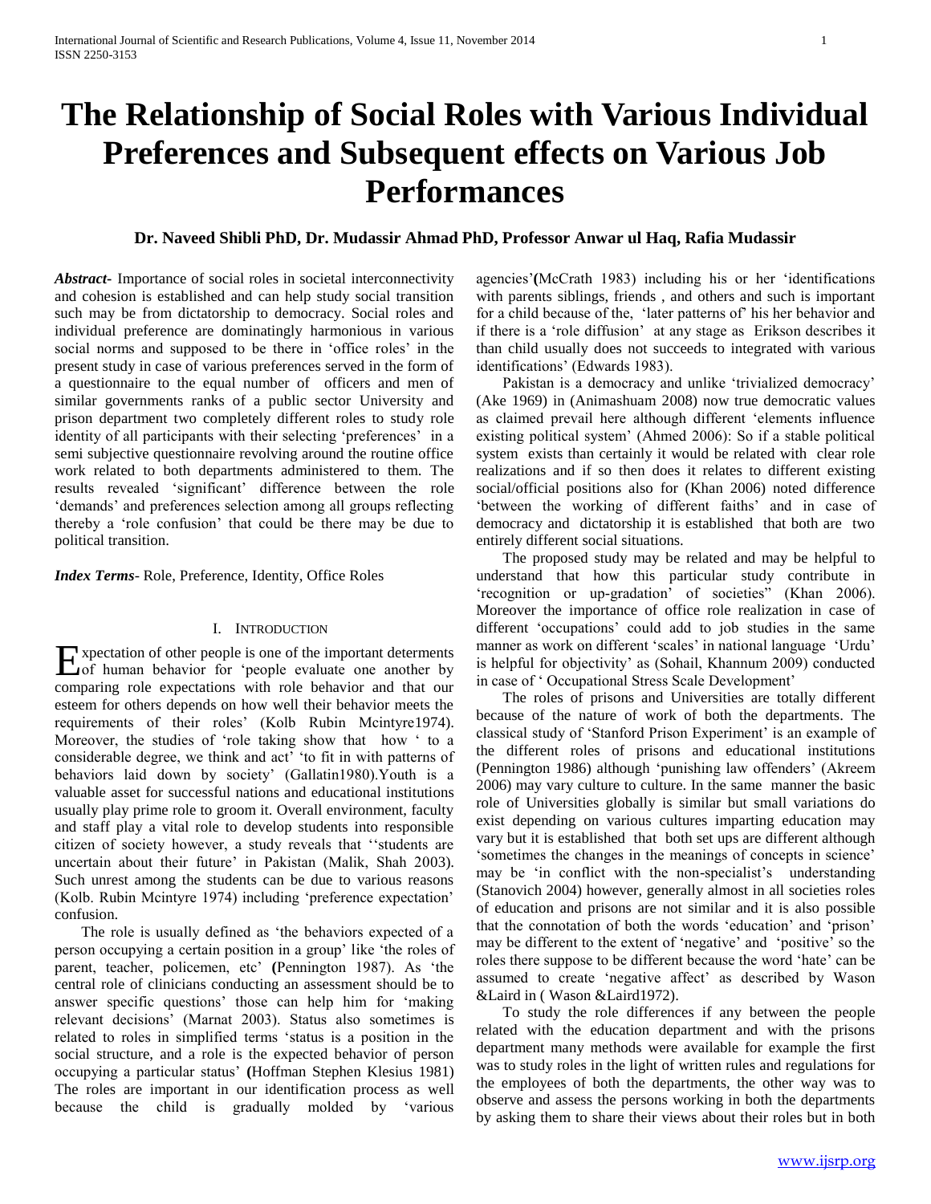# The Relationship of Social Roles with Various Individual Preferences and Subsequent effects on Various Job Performances

**Dr. Naveed Shibli PhD, Dr. Mudassir Ahmad PhD, Professor Anwar ul Haq, Rafia Mudassir**

***Abstract-*** Importance of social roles in societal interconnectivity and cohesion is established and can help study social transition such may be from dictatorship to democracy. Social roles and individual preference are dominatingly harmonious in various social norms and supposed to be there in 'office roles' in the present study in case of various preferences served in the form of a questionnaire to the equal number of officers and men of similar governments ranks of a public sector University and prison department two completely different roles to study role identity of all participants with their selecting 'preferences' in a semi subjective questionnaire revolving around the routine office work related to both departments administered to them. The results revealed 'significant' difference between the role 'demands' and preferences selection among all groups reflecting thereby a 'role confusion' that could be there may be due to political transition.

***Index Terms*-** Role, Preference, Identity, Office Roles

## I. Introduction

Expectation of other people is one of the important determents of human behavior for 'people evaluate one another by comparing role expectations with role behavior and that our esteem for others depends on how well their behavior meets the requirements of their roles' (Kolb Rubin Mcintyre1974). Moreover, the studies of 'role taking show that how ' to a considerable degree, we think and act' 'to fit in with patterns of behaviors laid down by society' (Gallatin1980).Youth is a valuable asset for successful nations and educational institutions usually play prime role to groom it. Overall environment, faculty and staff play a vital role to develop students into responsible citizen of society however, a study reveals that ''students are uncertain about their future' in Pakistan (Malik, Shah 2003). Such unrest among the students can be due to various reasons (Kolb. Rubin Mcintyre 1974) including 'preference expectation' confusion.

The role is usually defined as 'the behaviors expected of a person occupying a certain position in a group' like 'the roles of parent, teacher, policemen, etc' (Pennington 1987). As 'the central role of clinicians conducting an assessment should be to answer specific questions' those can help him for 'making relevant decisions' (Marnat 2003). Status also sometimes is related to roles in simplified terms 'status is a position in the social structure, and a role is the expected behavior of person occupying a particular status' (Hoffman Stephen Klesius 1981) The roles are important in our identification process as well because the child is gradually molded by 'various agencies'(McCrath 1983) including his or her 'identifications with parents siblings, friends , and others and such is important for a child because of the, 'later patterns of' his her behavior and if there is a 'role diffusion' at any stage as Erikson describes it than child usually does not succeeds to integrated with various identifications' (Edwards 1983).

Pakistan is a democracy and unlike 'trivialized democracy' (Ake 1969) in (Animashuam 2008) now true democratic values as claimed prevail here although different 'elements influence existing political system' (Ahmed 2006): So if a stable political system exists than certainly it would be related with clear role realizations and if so then does it relates to different existing social/official positions also for (Khan 2006) noted difference 'between the working of different faiths' and in case of democracy and dictatorship it is established that both are two entirely different social situations.

The proposed study may be related and may be helpful to understand that how this particular study contribute in 'recognition or up-gradation' of societies" (Khan 2006). Moreover the importance of office role realization in case of different 'occupations' could add to job studies in the same manner as work on different 'scales' in national language 'Urdu' is helpful for objectivity' as (Sohail, Khannum 2009) conducted in case of ' Occupational Stress Scale Development'

The roles of prisons and Universities are totally different because of the nature of work of both the departments. The classical study of 'Stanford Prison Experiment' is an example of the different roles of prisons and educational institutions (Pennington 1986) although 'punishing law offenders' (Akreem 2006) may vary culture to culture. In the same manner the basic role of Universities globally is similar but small variations do exist depending on various cultures imparting education may vary but it is established that both set ups are different although 'sometimes the changes in the meanings of concepts in science' may be 'in conflict with the non-specialist's understanding (Stanovich 2004) however, generally almost in all societies roles of education and prisons are not similar and it is also possible that the connotation of both the words 'education' and 'prison' may be different to the extent of 'negative' and 'positive' so the roles there suppose to be different because the word 'hate' can be assumed to create 'negative affect' as described by Wason &Laird in ( Wason &Laird1972).

To study the role differences if any between the people related with the education department and with the prisons department many methods were available for example the first was to study roles in the light of written rules and regulations for the employees of both the departments, the other way was to observe and assess the persons working in both the departments by asking them to share their views about their roles but in both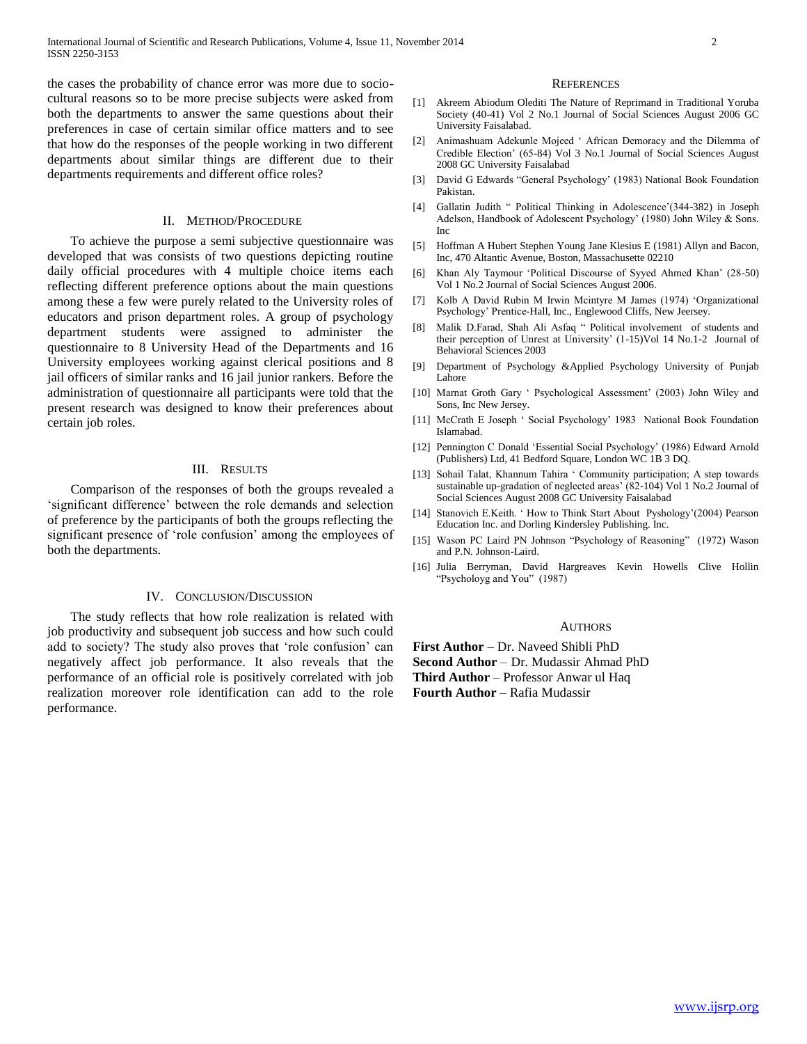the cases the probability of chance error was more due to socio-cultural reasons so to be more precise subjects were asked from both the departments to answer the same questions about their preferences in case of certain similar office matters and to see that how do the responses of the people working in two different departments about similar things are different due to their departments requirements and different office roles?

## II. Method/Procedure

To achieve the purpose a semi subjective questionnaire was developed that was consists of two questions depicting routine daily official procedures with 4 multiple choice items each reflecting different preference options about the main questions among these a few were purely related to the University roles of educators and prison department roles. A group of psychology department students were assigned to administer the questionnaire to 8 University Head of the Departments and 16 University employees working against clerical positions and 8 jail officers of similar ranks and 16 jail junior rankers. Before the administration of questionnaire all participants were told that the present research was designed to know their preferences about certain job roles.

## III. Results

Comparison of the responses of both the groups revealed a 'significant difference' between the role demands and selection of preference by the participants of both the groups reflecting the significant presence of 'role confusion' among the employees of both the departments.

## IV. Conclusion/Discussion

The study reflects that how role realization is related with job productivity and subsequent job success and how such could add to society? The study also proves that 'role confusion' can negatively affect job performance. It also reveals that the performance of an official role is positively correlated with job realization moreover role identification can add to the role performance.

## References

[1] Akreem Abiodum Olediti The Nature of Reprimand in Traditional Yoruba Society (40-41) Vol 2 No.1 Journal of Social Sciences August 2006 GC University Faisalabad.

[2] Animashuam Adekunle Mojeed ' African Demoracy and the Dilemma of Credible Election' (65-84) Vol 3 No.1 Journal of Social Sciences August 2008 GC University Faisalabad

[3] David G Edwards "General Psychology' (1983) National Book Foundation Pakistan.

[4] Gallatin Judith " Political Thinking in Adolescence'(344-382) in Joseph Adelson, Handbook of Adolescent Psychology' (1980) John Wiley & Sons. Inc

[5] Hoffman A Hubert Stephen Young Jane Klesius E (1981) Allyn and Bacon, Inc, 470 Altantic Avenue, Boston, Massachusette 02210

[6] Khan Aly Taymour 'Political Discourse of Syyed Ahmed Khan' (28-50) Vol 1 No.2 Journal of Social Sciences August 2006.

[7] Kolb A David Rubin M Irwin Mcintyre M James (1974) 'Organizational Psychology' Prentice-Hall, Inc., Englewood Cliffs, New Jeersey.

[8] Malik D.Farad, Shah Ali Asfaq " Political involvement of students and their perception of Unrest at University' (1-15)Vol 14 No.1-2 Journal of Behavioral Sciences 2003

[9] Department of Psychology &Applied Psychology University of Punjab Lahore

[10] Marnat Groth Gary ' Psychological Assessment' (2003) John Wiley and Sons, Inc New Jersey.

[11] McCrath E Joseph ' Social Psychology' 1983 National Book Foundation Islamabad.

[12] Pennington C Donald 'Essential Social Psychology' (1986) Edward Arnold (Publishers) Ltd, 41 Bedford Square, London WC 1B 3 DQ.

[13] Sohail Talat, Khannum Tahira ' Community participation; A step towards sustainable up-gradation of neglected areas' (82-104) Vol 1 No.2 Journal of Social Sciences August 2008 GC University Faisalabad

[14] Stanovich E.Keith. ' How to Think Start About Pyshology'(2004) Pearson Education Inc. and Dorling Kindersley Publishing. Inc.

[15] Wason PC Laird PN Johnson "Psychology of Reasoning" (1972) Wason and P.N. Johnson-Laird.

[16] Julia Berryman, David Hargreaves Kevin Howells Clive Hollin "Psycholoyg and You" (1987)

## Authors

**First Author** – Dr. Naveed Shibli PhD
**Second Author** – Dr. Mudassir Ahmad PhD
**Third Author** – Professor Anwar ul Haq
**Fourth Author** – Rafia Mudassir